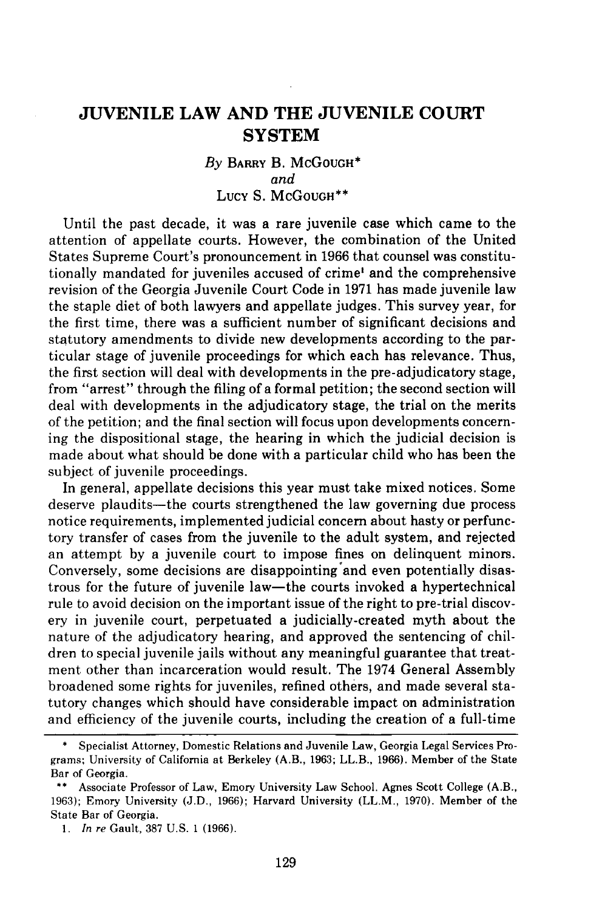# JUVENILE LAW AND THE JUVENILE COURT SYSTEM

*By* BARRY B. McGOUGH* *and* LUCY S. McGOUGH**

Until the past decade, it was a rare juvenile case which came to the attention of appellate courts. However, the combination of the United States Supreme Court's pronouncement in 1966 that counsel was constitutionally mandated for juveniles accused of crime[1] and the comprehensive revision of the Georgia Juvenile Court Code in 1971 has made juvenile law the staple diet of both lawyers and appellate judges. This survey year, for the first time, there was a sufficient number of significant decisions and statutory amendments to divide new developments according to the particular stage of juvenile proceedings for which each has relevance. Thus, the first section will deal with developments in the pre-adjudicatory stage, from "arrest" through the filing of a formal petition; the second section will deal with developments in the adjudicatory stage, the trial on the merits of the petition; and the final section will focus upon developments concerning the dispositional stage, the hearing in which the judicial decision is made about what should be done with a particular child who has been the subject of juvenile proceedings.

In general, appellate decisions this year must take mixed notices. Some deserve plaudits—the courts strengthened the law governing due process notice requirements, implemented judicial concern about hasty or perfunctory transfer of cases from the juvenile to the adult system, and rejected an attempt by a juvenile court to impose fines on delinquent minors. Conversely, some decisions are disappointing and even potentially disastrous for the future of juvenile law—the courts invoked a hypertechnical rule to avoid decision on the important issue of the right to pre-trial discovery in juvenile court, perpetuated a judicially-created myth about the nature of the adjudicatory hearing, and approved the sentencing of children to special juvenile jails without any meaningful guarantee that treatment other than incarceration would result. The 1974 General Assembly broadened some rights for juveniles, refined others, and made several statutory changes which should have considerable impact on administration and efficiency of the juvenile courts, including the creation of a full-time

---

\* Specialist Attorney, Domestic Relations and Juvenile Law, Georgia Legal Services Programs; University of California at Berkeley (A.B., 1963; LL.B., 1966). Member of the State Bar of Georgia.

\*\* Associate Professor of Law, Emory University Law School. Agnes Scott College (A.B., 1963); Emory University (J.D., 1966); Harvard University (LL.M., 1970). Member of the State Bar of Georgia.

1. *In re* Gault, 387 U.S. 1 (1966).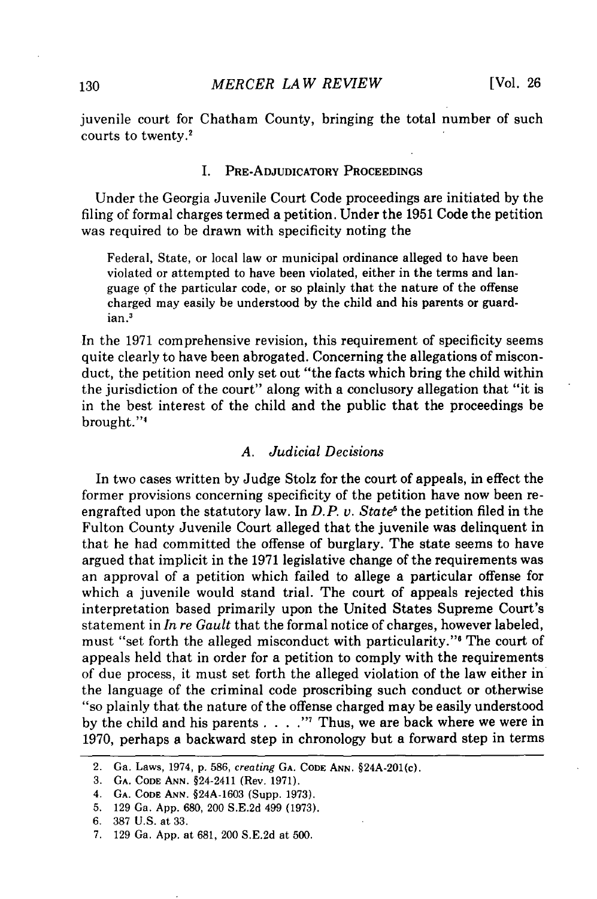juvenile court for Chatham County, bringing the total number of such courts to twenty.[2]

## I. Pre-Adjudicatory Proceedings

Under the Georgia Juvenile Court Code proceedings are initiated by the filing of formal charges termed a petition. Under the 1951 Code the petition was required to be drawn with specificity noting the

> Federal, State, or local law or municipal ordinance alleged to have been violated or attempted to have been violated, either in the terms and language of the particular code, or so plainly that the nature of the offense charged may easily be understood by the child and his parents or guardian.[3]

In the 1971 comprehensive revision, this requirement of specificity seems quite clearly to have been abrogated. Concerning the allegations of misconduct, the petition need only set out "the facts which bring the child within the jurisdiction of the court" along with a conclusory allegation that "it is in the best interest of the child and the public that the proceedings be brought."[4]

### A. *Judicial Decisions*

In two cases written by Judge Stolz for the court of appeals, in effect the former provisions concerning specificity of the petition have now been reengrafted upon the statutory law. In *D.P. v. State*[5] the petition filed in the Fulton County Juvenile Court alleged that the juvenile was delinquent in that he had committed the offense of burglary. The state seems to have argued that implicit in the 1971 legislative change of the requirements was an approval of a petition which failed to allege a particular offense for which a juvenile would stand trial. The court of appeals rejected this interpretation based primarily upon the United States Supreme Court's statement in *In re Gault* that the formal notice of charges, however labeled, must "set forth the alleged misconduct with particularity."[6] The court of appeals held that in order for a petition to comply with the requirements of due process, it must set forth the alleged violation of the law either in the language of the criminal code proscribing such conduct or otherwise "so plainly that the nature of the offense charged may be easily understood by the child and his parents . . . ."[7] Thus, we are back where we were in 1970, perhaps a backward step in chronology but a forward step in terms

---

2. Ga. Laws, 1974, p. 586, *creating* Ga. Code Ann. §24A-201(c).
3. Ga. Code Ann. §24-2411 (Rev. 1971).
4. Ga. Code Ann. §24A-1603 (Supp. 1973).
5. 129 Ga. App. 680, 200 S.E.2d 499 (1973).
6. 387 U.S. at 33.
7. 129 Ga. App. at 681, 200 S.E.2d at 500.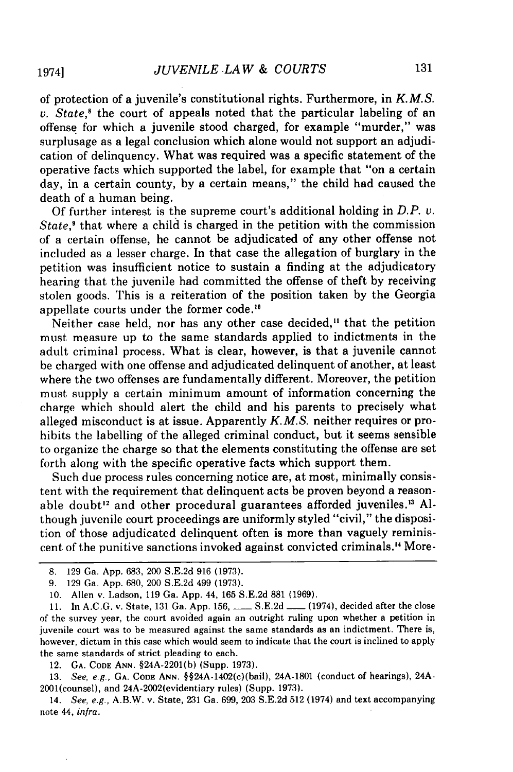of protection of a juvenile's constitutional rights. Furthermore, in *K.M.S. v. State*,[8] the court of appeals noted that the particular labeling of an offense for which a juvenile stood charged, for example "murder," was surplusage as a legal conclusion which alone would not support an adjudication of delinquency. What was required was a specific statement of the operative facts which supported the label, for example that "on a certain day, in a certain county, by a certain means," the child had caused the death of a human being.

Of further interest is the supreme court's additional holding in *D.P. v. State*,[9] that where a child is charged in the petition with the commission of a certain offense, he cannot be adjudicated of any other offense not included as a lesser charge. In that case the allegation of burglary in the petition was insufficient notice to sustain a finding at the adjudicatory hearing that the juvenile had committed the offense of theft by receiving stolen goods. This is a reiteration of the position taken by the Georgia appellate courts under the former code.[10]

Neither case held, nor has any other case decided,[11] that the petition must measure up to the same standards applied to indictments in the adult criminal process. What is clear, however, is that a juvenile cannot be charged with one offense and adjudicated delinquent of another, at least where the two offenses are fundamentally different. Moreover, the petition must supply a certain minimum amount of information concerning the charge which should alert the child and his parents to precisely what alleged misconduct is at issue. Apparently *K.M.S.* neither requires or prohibits the labelling of the alleged criminal conduct, but it seems sensible to organize the charge so that the elements constituting the offense are set forth along with the specific operative facts which support them.

Such due process rules concerning notice are, at most, minimally consistent with the requirement that delinquent acts be proven beyond a reasonable doubt[12] and other procedural guarantees afforded juveniles.[13] Although juvenile court proceedings are uniformly styled "civil," the disposition of those adjudicated delinquent often is more than vaguely reminiscent of the punitive sanctions invoked against convicted criminals.[14] More-

---

8. 129 Ga. App. 683, 200 S.E.2d 916 (1973).

9. 129 Ga. App. 680, 200 S.E.2d 499 (1973).

10. Allen v. Ladson, 119 Ga. App. 44, 165 S.E.2d 881 (1969).

11. In A.C.G. v. State, 131 Ga. App. 156, ___ S.E.2d ___ (1974), decided after the close of the survey year, the court avoided again an outright ruling upon whether a petition in juvenile court was to be measured against the same standards as an indictment. There is, however, dictum in this case which would seem to indicate that the court is inclined to apply the same standards of strict pleading to each.

12. GA. CODE ANN. §24A-2201(b) (Supp. 1973).

13. *See, e.g.*, GA. CODE ANN. §§24A-1402(c)(bail), 24A-1801 (conduct of hearings), 24A-2001(counsel), and 24A-2002(evidentiary rules) (Supp. 1973).

14. *See, e.g.*, A.B.W. v. State, 231 Ga. 699, 203 S.E.2d 512 (1974) and text accompanying note 44, *infra*.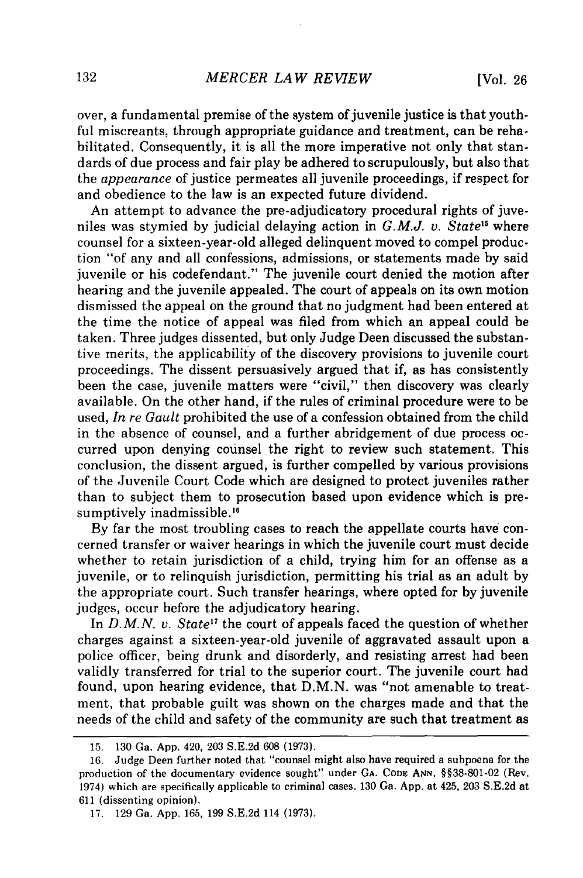over, a fundamental premise of the system of juvenile justice is that youthful miscreants, through appropriate guidance and treatment, can be rehabilitated. Consequently, it is all the more imperative not only that standards of due process and fair play be adhered to scrupulously, but also that the *appearance* of justice permeates all juvenile proceedings, if respect for and obedience to the law is an expected future dividend.

An attempt to advance the pre-adjudicatory procedural rights of juveniles was stymied by judicial delaying action in *G.M.J. v. State*[15] where counsel for a sixteen-year-old alleged delinquent moved to compel production "of any and all confessions, admissions, or statements made by said juvenile or his codefendant." The juvenile court denied the motion after hearing and the juvenile appealed. The court of appeals on its own motion dismissed the appeal on the ground that no judgment had been entered at the time the notice of appeal was filed from which an appeal could be taken. Three judges dissented, but only Judge Deen discussed the substantive merits, the applicability of the discovery provisions to juvenile court proceedings. The dissent persuasively argued that if, as has consistently been the case, juvenile matters were "civil," then discovery was clearly available. On the other hand, if the rules of criminal procedure were to be used, *In re Gault* prohibited the use of a confession obtained from the child in the absence of counsel, and a further abridgement of due process occurred upon denying counsel the right to review such statement. This conclusion, the dissent argued, is further compelled by various provisions of the Juvenile Court Code which are designed to protect juveniles rather than to subject them to prosecution based upon evidence which is presumptively inadmissible.[16]

By far the most troubling cases to reach the appellate courts have concerned transfer or waiver hearings in which the juvenile court must decide whether to retain jurisdiction of a child, trying him for an offense as a juvenile, or to relinquish jurisdiction, permitting his trial as an adult by the appropriate court. Such transfer hearings, where opted for by juvenile judges, occur before the adjudicatory hearing.

In *D.M.N. v. State*[17] the court of appeals faced the question of whether charges against a sixteen-year-old juvenile of aggravated assault upon a police officer, being drunk and disorderly, and resisting arrest had been validly transferred for trial to the superior court. The juvenile court had found, upon hearing evidence, that D.M.N. was "not amenable to treatment, that probable guilt was shown on the charges made and that the needs of the child and safety of the community are such that treatment as

---

15. 130 Ga. App. 420, 203 S.E.2d 608 (1973).

16. Judge Deen further noted that "counsel might also have required a subpoena for the production of the documentary evidence sought" under GA. CODE ANN. §§38-801-02 (Rev. 1974) which are specifically applicable to criminal cases. 130 Ga. App. at 425, 203 S.E.2d at 611 (dissenting opinion).

17. 129 Ga. App. 165, 199 S.E.2d 114 (1973).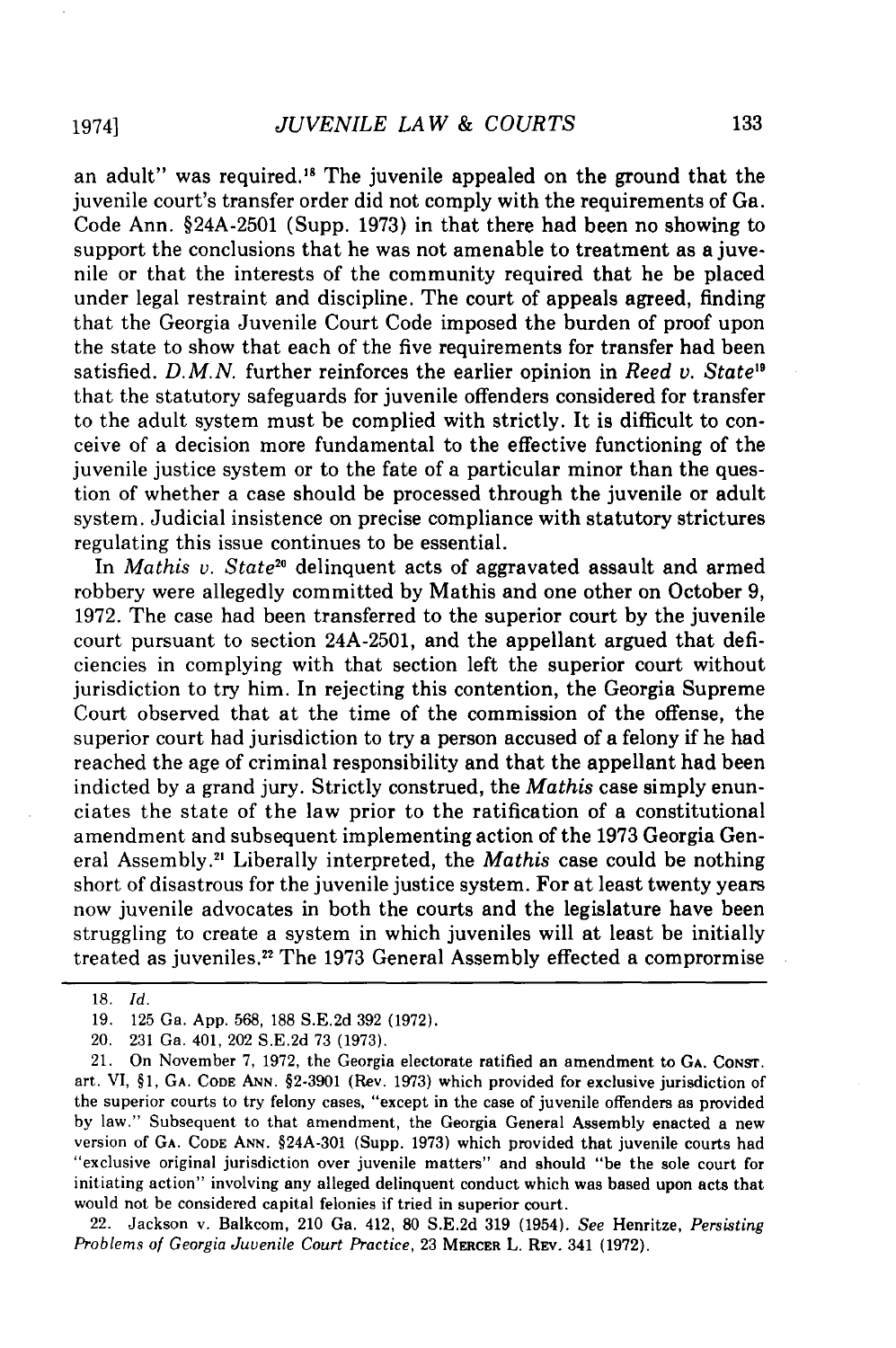an adult" was required.[18] The juvenile appealed on the ground that the juvenile court's transfer order did not comply with the requirements of Ga. Code Ann. §24A-2501 (Supp. 1973) in that there had been no showing to support the conclusions that he was not amenable to treatment as a juvenile or that the interests of the community required that he be placed under legal restraint and discipline. The court of appeals agreed, finding that the Georgia Juvenile Court Code imposed the burden of proof upon the state to show that each of the five requirements for transfer had been satisfied. *D.M.N.* further reinforces the earlier opinion in *Reed v. State*[19] that the statutory safeguards for juvenile offenders considered for transfer to the adult system must be complied with strictly. It is difficult to conceive of a decision more fundamental to the effective functioning of the juvenile justice system or to the fate of a particular minor than the question of whether a case should be processed through the juvenile or adult system. Judicial insistence on precise compliance with statutory strictures regulating this issue continues to be essential.

In *Mathis v. State*[20] delinquent acts of aggravated assault and armed robbery were allegedly committed by Mathis and one other on October 9, 1972. The case had been transferred to the superior court by the juvenile court pursuant to section 24A-2501, and the appellant argued that deficiencies in complying with that section left the superior court without jurisdiction to try him. In rejecting this contention, the Georgia Supreme Court observed that at the time of the commission of the offense, the superior court had jurisdiction to try a person accused of a felony if he had reached the age of criminal responsibility and that the appellant had been indicted by a grand jury. Strictly construed, the *Mathis* case simply enunciates the state of the law prior to the ratification of a constitutional amendment and subsequent implementing action of the 1973 Georgia General Assembly.[21] Liberally interpreted, the *Mathis* case could be nothing short of disastrous for the juvenile justice system. For at least twenty years now juvenile advocates in both the courts and the legislature have been struggling to create a system in which juveniles will at least be initially treated as juveniles.[22] The 1973 General Assembly effected a comprpromise

---

18. *Id.*

19. 125 Ga. App. 568, 188 S.E.2d 392 (1972).

20. 231 Ga. 401, 202 S.E.2d 73 (1973).

21. On November 7, 1972, the Georgia electorate ratified an amendment to GA. CONST. art. VI, §1, GA. CODE ANN. §2-3901 (Rev. 1973) which provided for exclusive jurisdiction of the superior courts to try felony cases, "except in the case of juvenile offenders as provided by law." Subsequent to that amendment, the Georgia General Assembly enacted a new version of GA. CODE ANN. §24A-301 (Supp. 1973) which provided that juvenile courts had "exclusive original jurisdiction over juvenile matters" and should "be the sole court for initiating action" involving any alleged delinquent conduct which was based upon acts that would not be considered capital felonies if tried in superior court.

22. Jackson v. Balkcom, 210 Ga. 412, 80 S.E.2d 319 (1954). *See* Henritze, *Persisting Problems of Georgia Juvenile Court Practice*, 23 MERCER L. REV. 341 (1972).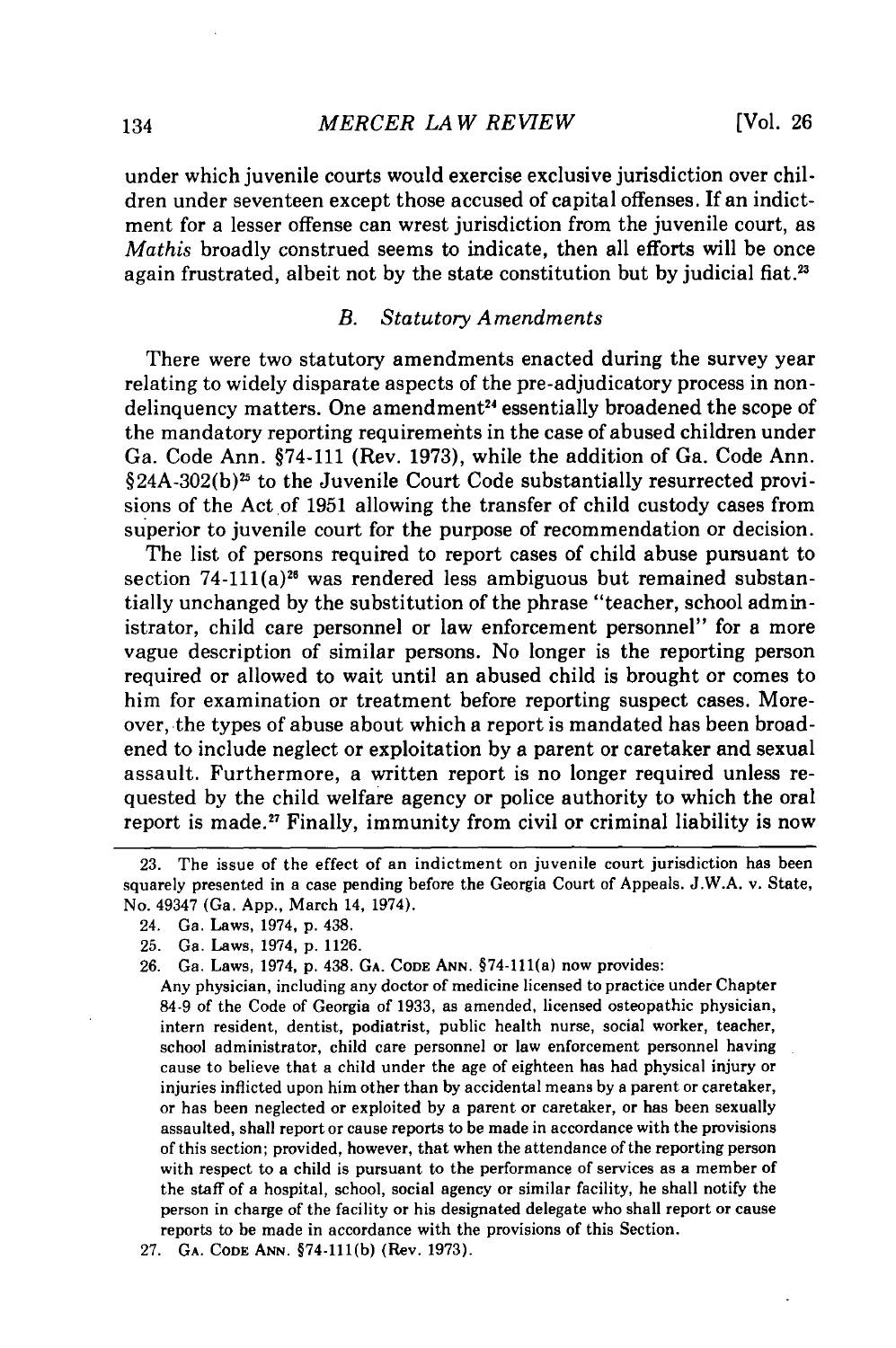under which juvenile courts would exercise exclusive jurisdiction over children under seventeen except those accused of capital offenses. If an indictment for a lesser offense can wrest jurisdiction from the juvenile court, as *Mathis* broadly construed seems to indicate, then all efforts will be once again frustrated, albeit not by the state constitution but by judicial fiat.[23]

### B. *Statutory Amendments*

There were two statutory amendments enacted during the survey year relating to widely disparate aspects of the pre-adjudicatory process in nondelinquency matters. One amendment[24] essentially broadened the scope of the mandatory reporting requirements in the case of abused children under Ga. Code Ann. §74-111 (Rev. 1973), while the addition of Ga. Code Ann. §24A-302(b)[25] to the Juvenile Court Code substantially resurrected provisions of the Act of 1951 allowing the transfer of child custody cases from superior to juvenile court for the purpose of recommendation or decision.

The list of persons required to report cases of child abuse pursuant to section 74-111(a)[26] was rendered less ambiguous but remained substantially unchanged by the substitution of the phrase "teacher, school administrator, child care personnel or law enforcement personnel" for a more vague description of similar persons. No longer is the reporting person required or allowed to wait until an abused child is brought or comes to him for examination or treatment before reporting suspect cases. Moreover, the types of abuse about which a report is mandated has been broadened to include neglect or exploitation by a parent or caretaker and sexual assault. Furthermore, a written report is no longer required unless requested by the child welfare agency or police authority to which the oral report is made.[27] Finally, immunity from civil or criminal liability is now

---

23. The issue of the effect of an indictment on juvenile court jurisdiction has been squarely presented in a case pending before the Georgia Court of Appeals. J.W.A. v. State, No. 49347 (Ga. App., March 14, 1974).

24. Ga. Laws, 1974, p. 438.

25. Ga. Laws, 1974, p. 1126.

26. Ga. Laws, 1974, p. 438. GA. CODE ANN. §74-111(a) now provides:

Any physician, including any doctor of medicine licensed to practice under Chapter 84-9 of the Code of Georgia of 1933, as amended, licensed osteopathic physician, intern resident, dentist, podiatrist, public health nurse, social worker, teacher, school administrator, child care personnel or law enforcement personnel having cause to believe that a child under the age of eighteen has had physical injury or injuries inflicted upon him other than by accidental means by a parent or caretaker, or has been neglected or exploited by a parent or caretaker, or has been sexually assaulted, shall report or cause reports to be made in accordance with the provisions of this section; provided, however, that when the attendance of the reporting person with respect to a child is pursuant to the performance of services as a member of the staff of a hospital, school, social agency or similar facility, he shall notify the person in charge of the facility or his designated delegate who shall report or cause reports to be made in accordance with the provisions of this Section.

27. GA. CODE ANN. §74-111(b) (Rev. 1973).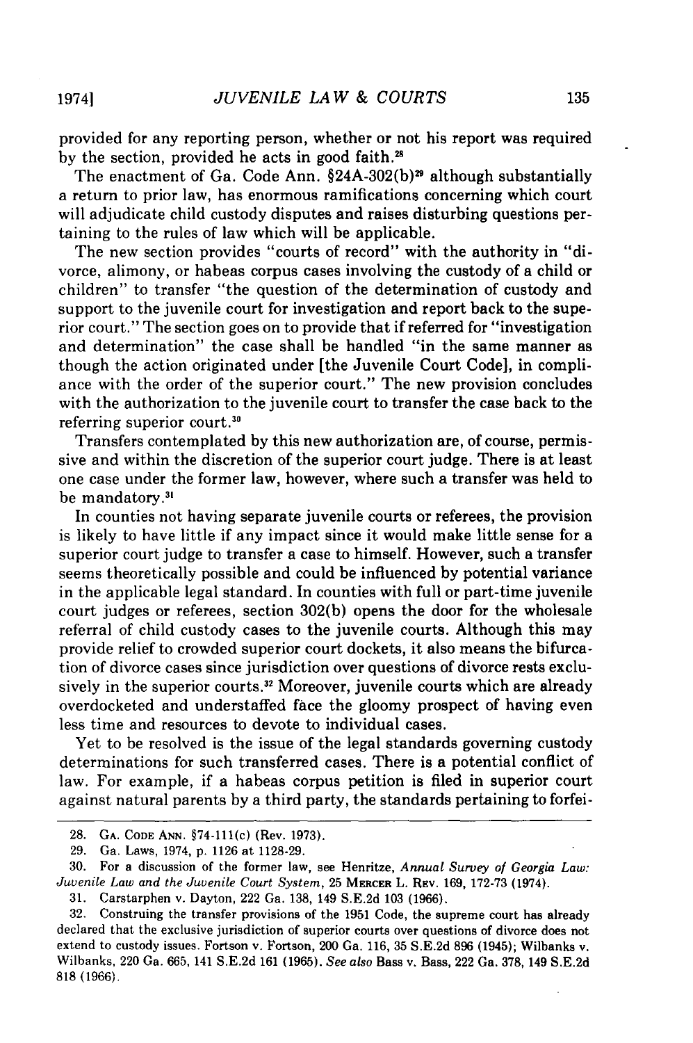provided for any reporting person, whether or not his report was required by the section, provided he acts in good faith.[28]

The enactment of Ga. Code Ann. §24A-302(b)[29] although substantially a return to prior law, has enormous ramifications concerning which court will adjudicate child custody disputes and raises disturbing questions pertaining to the rules of law which will be applicable.

The new section provides "courts of record" with the authority in "divorce, alimony, or habeas corpus cases involving the custody of a child or children" to transfer "the question of the determination of custody and support to the juvenile court for investigation and report back to the superior court." The section goes on to provide that if referred for "investigation and determination" the case shall be handled "in the same manner as though the action originated under [the Juvenile Court Code], in compliance with the order of the superior court." The new provision concludes with the authorization to the juvenile court to transfer the case back to the referring superior court.[30]

Transfers contemplated by this new authorization are, of course, permissive and within the discretion of the superior court judge. There is at least one case under the former law, however, where such a transfer was held to be mandatory.[31]

In counties not having separate juvenile courts or referees, the provision is likely to have little if any impact since it would make little sense for a superior court judge to transfer a case to himself. However, such a transfer seems theoretically possible and could be influenced by potential variance in the applicable legal standard. In counties with full or part-time juvenile court judges or referees, section 302(b) opens the door for the wholesale referral of child custody cases to the juvenile courts. Although this may provide relief to crowded superior court dockets, it also means the bifurcation of divorce cases since jurisdiction over questions of divorce rests exclusively in the superior courts.[32] Moreover, juvenile courts which are already overdocketed and understaffed face the gloomy prospect of having even less time and resources to devote to individual cases.

Yet to be resolved is the issue of the legal standards governing custody determinations for such transferred cases. There is a potential conflict of law. For example, if a habeas corpus petition is filed in superior court against natural parents by a third party, the standards pertaining to forfei-

---

28. Ga. Code Ann. §74-111(c) (Rev. 1973).

29. Ga. Laws, 1974, p. 1126 at 1128-29.

30. For a discussion of the former law, see Henritze, *Annual Survey of Georgia Law: Juvenile Law and the Juvenile Court System*, 25 Mercer L. Rev. 169, 172-73 (1974).

31. Carstarphen v. Dayton, 222 Ga. 138, 149 S.E.2d 103 (1966).

32. Construing the transfer provisions of the 1951 Code, the supreme court has already declared that the exclusive jurisdiction of superior courts over questions of divorce does not extend to custody issues. Fortson v. Fortson, 200 Ga. 116, 35 S.E.2d 896 (1945); Wilbanks v. Wilbanks, 220 Ga. 665, 141 S.E.2d 161 (1965). *See also* Bass v. Bass, 222 Ga. 378, 149 S.E.2d 818 (1966).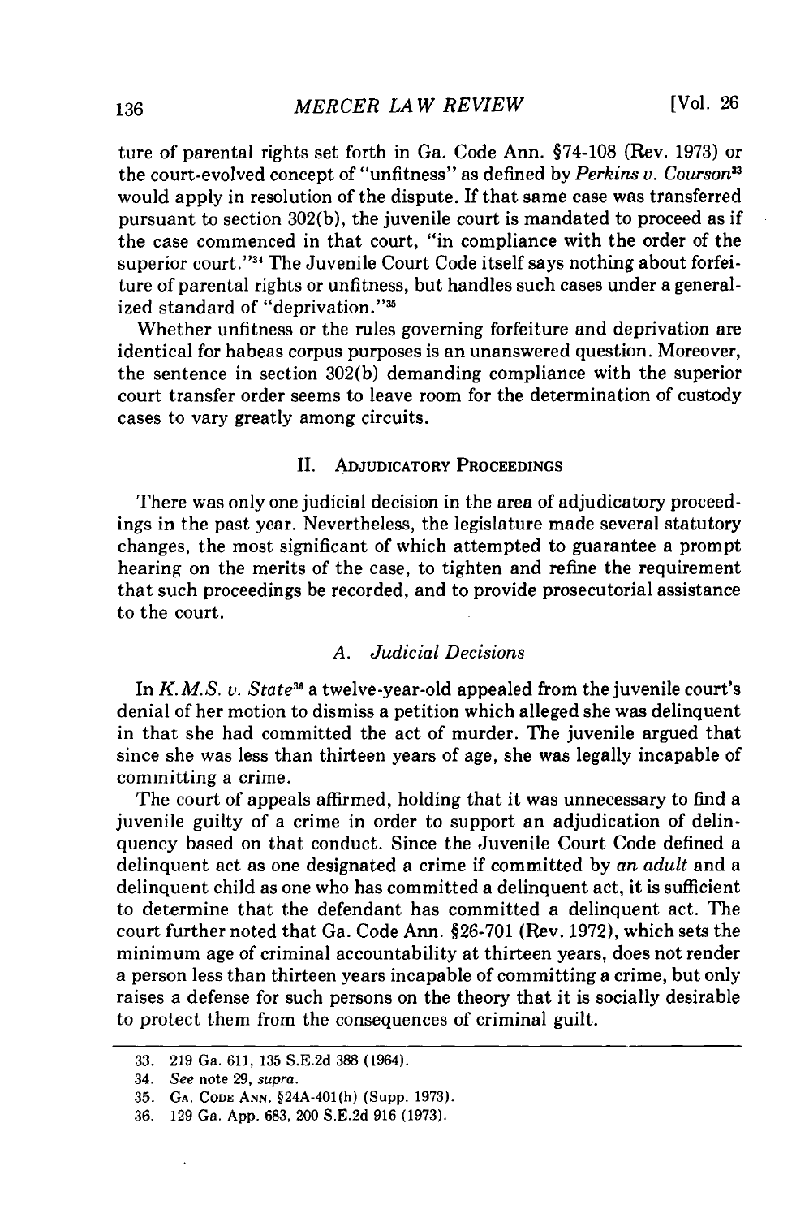ture of parental rights set forth in Ga. Code Ann. §74-108 (Rev. 1973) or the court-evolved concept of "unfitness" as defined by *Perkins v. Courson*[33] would apply in resolution of the dispute. If that same case was transferred pursuant to section 302(b), the juvenile court is mandated to proceed as if the case commenced in that court, "in compliance with the order of the superior court."[34] The Juvenile Court Code itself says nothing about forfeiture of parental rights or unfitness, but handles such cases under a generalized standard of "deprivation."[35]

Whether unfitness or the rules governing forfeiture and deprivation are identical for habeas corpus purposes is an unanswered question. Moreover, the sentence in section 302(b) demanding compliance with the superior court transfer order seems to leave room for the determination of custody cases to vary greatly among circuits.

## II. Adjudicatory Proceedings

There was only one judicial decision in the area of adjudicatory proceedings in the past year. Nevertheless, the legislature made several statutory changes, the most significant of which attempted to guarantee a prompt hearing on the merits of the case, to tighten and refine the requirement that such proceedings be recorded, and to provide prosecutorial assistance to the court.

### A. *Judicial Decisions*

In *K.M.S. v. State*[36] a twelve-year-old appealed from the juvenile court's denial of her motion to dismiss a petition which alleged she was delinquent in that she had committed the act of murder. The juvenile argued that since she was less than thirteen years of age, she was legally incapable of committing a crime.

The court of appeals affirmed, holding that it was unnecessary to find a juvenile guilty of a crime in order to support an adjudication of delinquency based on that conduct. Since the Juvenile Court Code defined a delinquent act as one designated a crime if committed by *an adult* and a delinquent child as one who has committed a delinquent act, it is sufficient to determine that the defendant has committed a delinquent act. The court further noted that Ga. Code Ann. §26-701 (Rev. 1972), which sets the minimum age of criminal accountability at thirteen years, does not render a person less than thirteen years incapable of committing a crime, but only raises a defense for such persons on the theory that it is socially desirable to protect them from the consequences of criminal guilt.

---

33. 219 Ga. 611, 135 S.E.2d 388 (1964).
34. *See* note 29, *supra*.
35. Ga. Code Ann. §24A-401(h) (Supp. 1973).
36. 129 Ga. App. 683, 200 S.E.2d 916 (1973).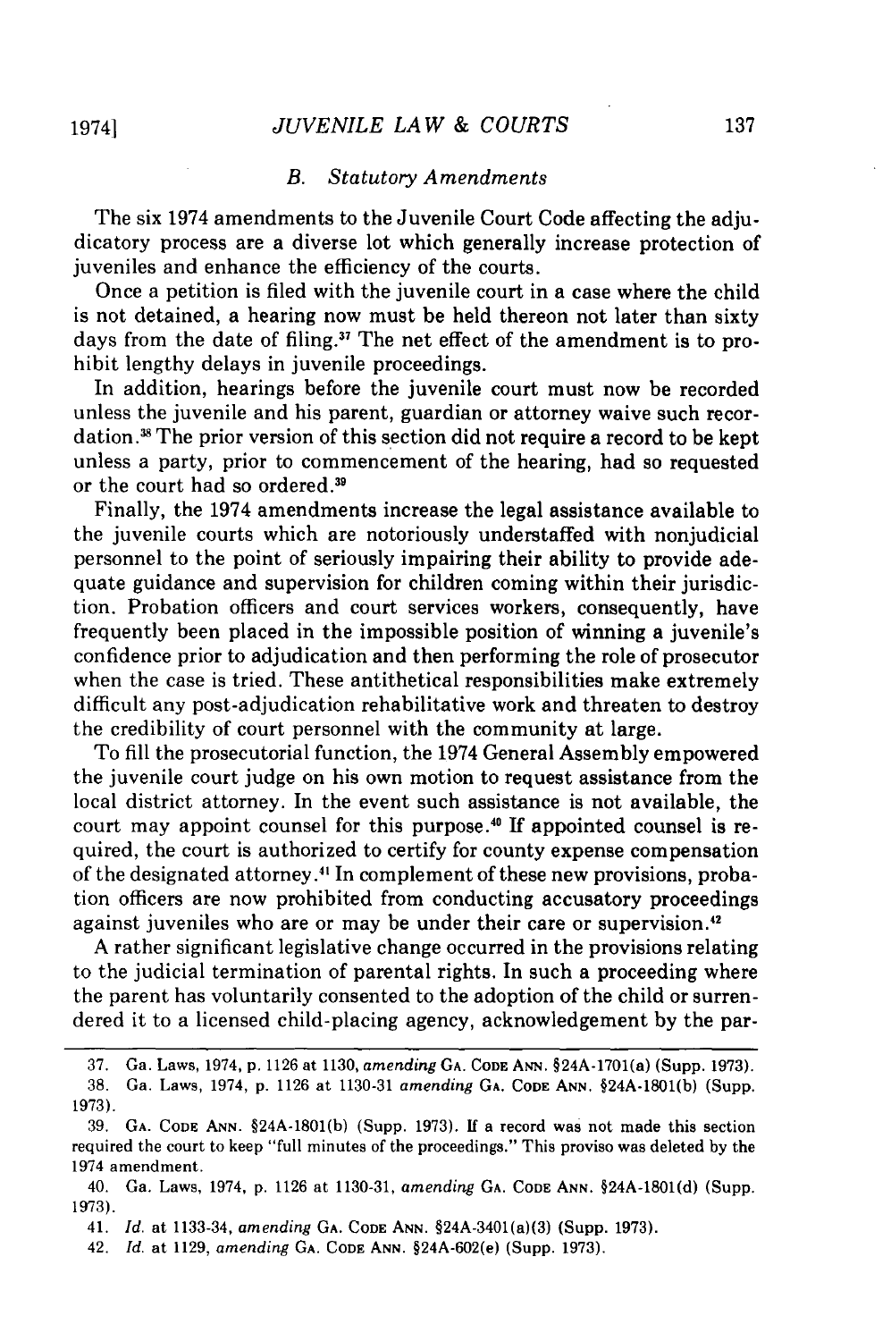### B. Statutory Amendments

The six 1974 amendments to the Juvenile Court Code affecting the adjudicatory process are a diverse lot which generally increase protection of juveniles and enhance the efficiency of the courts.

Once a petition is filed with the juvenile court in a case where the child is not detained, a hearing now must be held thereon not later than sixty days from the date of filing.[37] The net effect of the amendment is to prohibit lengthy delays in juvenile proceedings.

In addition, hearings before the juvenile court must now be recorded unless the juvenile and his parent, guardian or attorney waive such recordation.[38] The prior version of this section did not require a record to be kept unless a party, prior to commencement of the hearing, had so requested or the court had so ordered.[39]

Finally, the 1974 amendments increase the legal assistance available to the juvenile courts which are notoriously understaffed with nonjudicial personnel to the point of seriously impairing their ability to provide adequate guidance and supervision for children coming within their jurisdiction. Probation officers and court services workers, consequently, have frequently been placed in the impossible position of winning a juvenile's confidence prior to adjudication and then performing the role of prosecutor when the case is tried. These antithetical responsibilities make extremely difficult any post-adjudication rehabilitative work and threaten to destroy the credibility of court personnel with the community at large.

To fill the prosecutorial function, the 1974 General Assembly empowered the juvenile court judge on his own motion to request assistance from the local district attorney. In the event such assistance is not available, the court may appoint counsel for this purpose.[40] If appointed counsel is required, the court is authorized to certify for county expense compensation of the designated attorney.[41] In complement of these new provisions, probation officers are now prohibited from conducting accusatory proceedings against juveniles who are or may be under their care or supervision.[42]

A rather significant legislative change occurred in the provisions relating to the judicial termination of parental rights. In such a proceeding where the parent has voluntarily consented to the adoption of the child or surrendered it to a licensed child-placing agency, acknowledgement by the par-

---

37. Ga. Laws, 1974, p. 1126 at 1130, *amending* GA. CODE ANN. §24A-1701(a) (Supp. 1973).

38. Ga. Laws, 1974, p. 1126 at 1130-31 *amending* GA. CODE ANN. §24A-1801(b) (Supp. 1973).

39. GA. CODE ANN. §24A-1801(b) (Supp. 1973). If a record was not made this section required the court to keep "full minutes of the proceedings." This proviso was deleted by the 1974 amendment.

40. Ga. Laws, 1974, p. 1126 at 1130-31, *amending* GA. CODE ANN. §24A-1801(d) (Supp. 1973).

41. *Id.* at 1133-34, *amending* GA. CODE ANN. §24A-3401(a)(3) (Supp. 1973).

42. *Id.* at 1129, *amending* GA. CODE ANN. §24A-602(e) (Supp. 1973).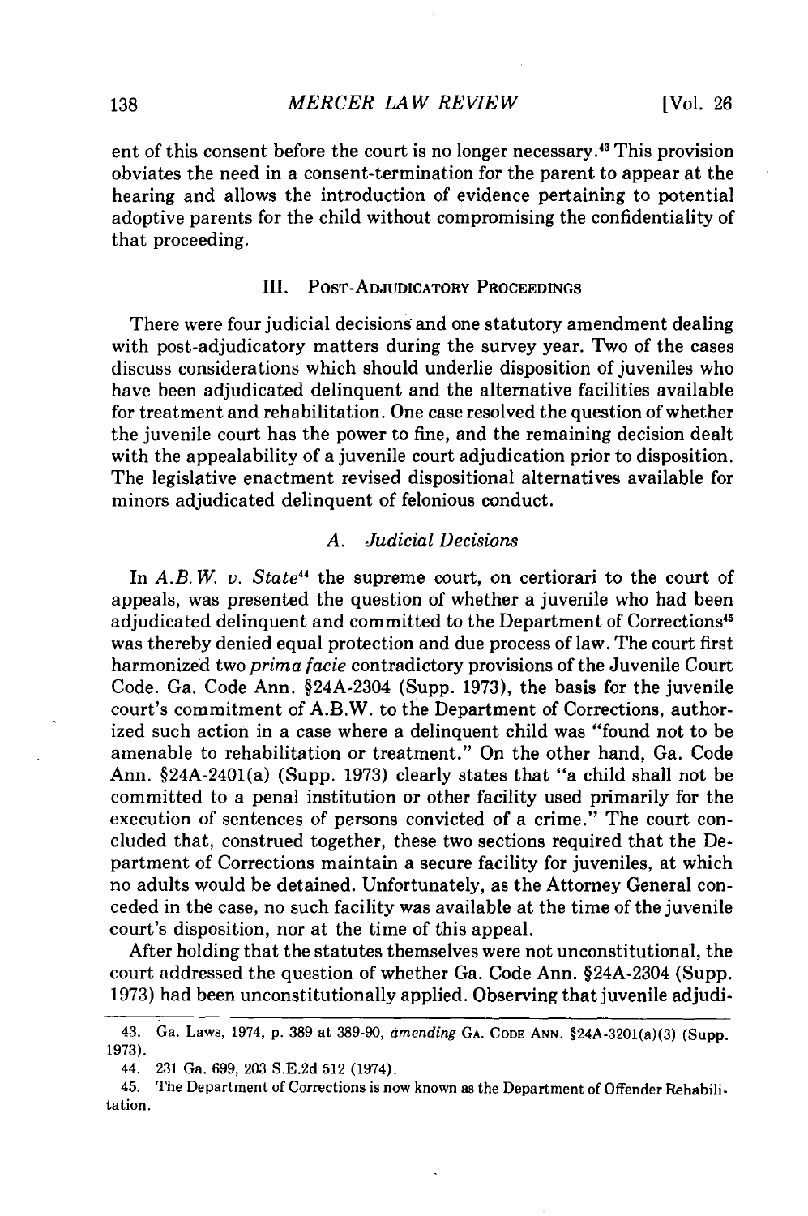ent of this consent before the court is no longer necessary.[43] This provision obviates the need in a consent-termination for the parent to appear at the hearing and allows the introduction of evidence pertaining to potential adoptive parents for the child without compromising the confidentiality of that proceeding.

## III. Post-Adjudicatory Proceedings

There were four judicial decisions and one statutory amendment dealing with post-adjudicatory matters during the survey year. Two of the cases discuss considerations which should underlie disposition of juveniles who have been adjudicated delinquent and the alternative facilities available for treatment and rehabilitation. One case resolved the question of whether the juvenile court has the power to fine, and the remaining decision dealt with the appealability of a juvenile court adjudication prior to disposition. The legislative enactment revised dispositional alternatives available for minors adjudicated delinquent of felonious conduct.

### A. *Judicial Decisions*

In *A.B.W. v. State*[44] the supreme court, on certiorari to the court of appeals, was presented the question of whether a juvenile who had been adjudicated delinquent and committed to the Department of Corrections[45] was thereby denied equal protection and due process of law. The court first harmonized two *prima facie* contradictory provisions of the Juvenile Court Code. Ga. Code Ann. §24A-2304 (Supp. 1973), the basis for the juvenile court's commitment of A.B.W. to the Department of Corrections, authorized such action in a case where a delinquent child was "found not to be amenable to rehabilitation or treatment." On the other hand, Ga. Code Ann. §24A-2401(a) (Supp. 1973) clearly states that "a child shall not be committed to a penal institution or other facility used primarily for the execution of sentences of persons convicted of a crime." The court concluded that, construed together, these two sections required that the Department of Corrections maintain a secure facility for juveniles, at which no adults would be detained. Unfortunately, as the Attorney General conceded in the case, no such facility was available at the time of the juvenile court's disposition, nor at the time of this appeal.

After holding that the statutes themselves were not unconstitutional, the court addressed the question of whether Ga. Code Ann. §24A-2304 (Supp. 1973) had been unconstitutionally applied. Observing that juvenile adjudi-

---

43. Ga. Laws, 1974, p. 389 at 389-90, *amending* Ga. Code Ann. §24A-3201(a)(3) (Supp. 1973).

44. 231 Ga. 699, 203 S.E.2d 512 (1974).

45. The Department of Corrections is now known as the Department of Offender Rehabilitation.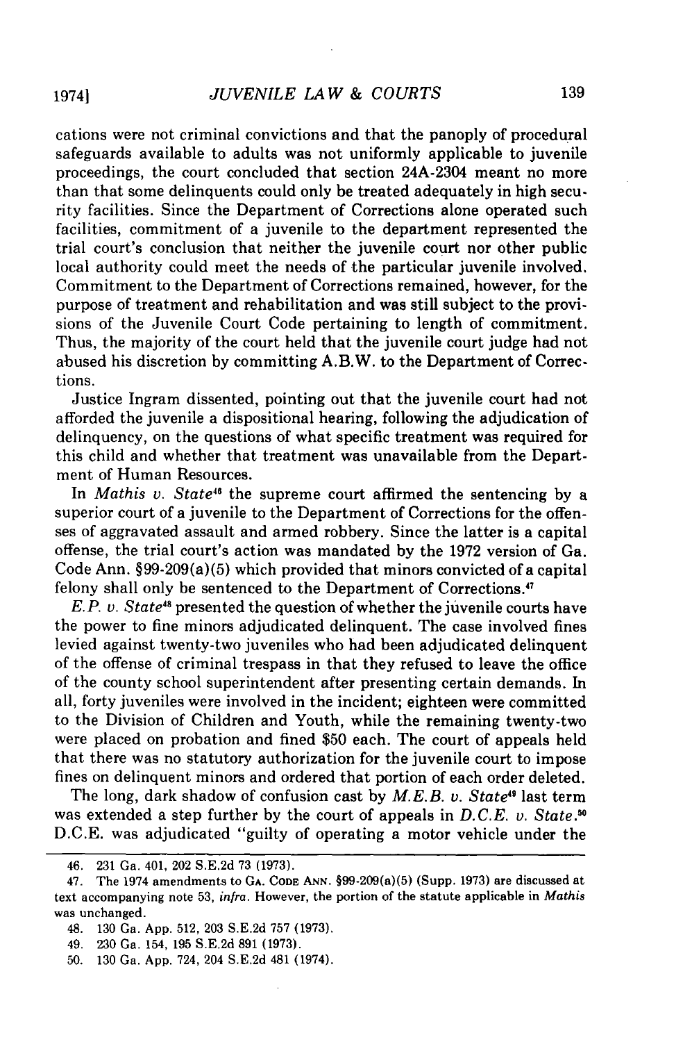cations were not criminal convictions and that the panoply of procedural safeguards available to adults was not uniformly applicable to juvenile proceedings, the court concluded that section 24A-2304 meant no more than that some delinquents could only be treated adequately in high security facilities. Since the Department of Corrections alone operated such facilities, commitment of a juvenile to the department represented the trial court's conclusion that neither the juvenile court nor other public local authority could meet the needs of the particular juvenile involved. Commitment to the Department of Corrections remained, however, for the purpose of treatment and rehabilitation and was still subject to the provisions of the Juvenile Court Code pertaining to length of commitment. Thus, the majority of the court held that the juvenile court judge had not abused his discretion by committing A.B.W. to the Department of Corrections.

Justice Ingram dissented, pointing out that the juvenile court had not afforded the juvenile a dispositional hearing, following the adjudication of delinquency, on the questions of what specific treatment was required for this child and whether that treatment was unavailable from the Department of Human Resources.

In *Mathis v. State*[46] the supreme court affirmed the sentencing by a superior court of a juvenile to the Department of Corrections for the offenses of aggravated assault and armed robbery. Since the latter is a capital offense, the trial court's action was mandated by the 1972 version of Ga. Code Ann. §99-209(a)(5) which provided that minors convicted of a capital felony shall only be sentenced to the Department of Corrections.[47]

*E.P. v. State*[48] presented the question of whether the juvenile courts have the power to fine minors adjudicated delinquent. The case involved fines levied against twenty-two juveniles who had been adjudicated delinquent of the offense of criminal trespass in that they refused to leave the office of the county school superintendent after presenting certain demands. In all, forty juveniles were involved in the incident; eighteen were committed to the Division of Children and Youth, while the remaining twenty-two were placed on probation and fined $50 each. The court of appeals held that there was no statutory authorization for the juvenile court to impose fines on delinquent minors and ordered that portion of each order deleted.

The long, dark shadow of confusion cast by *M.E.B. v. State*[49] last term was extended a step further by the court of appeals in *D.C.E. v. State*.[50] D.C.E. was adjudicated "guilty of operating a motor vehicle under the

---

46. 231 Ga. 401, 202 S.E.2d 73 (1973).

47. The 1974 amendments to GA. CODE ANN. §99-209(a)(5) (Supp. 1973) are discussed at text accompanying note 53, *infra*. However, the portion of the statute applicable in *Mathis* was unchanged.

48. 130 Ga. App. 512, 203 S.E.2d 757 (1973).

49. 230 Ga. 154, 195 S.E.2d 891 (1973).

50. 130 Ga. App. 724, 204 S.E.2d 481 (1974).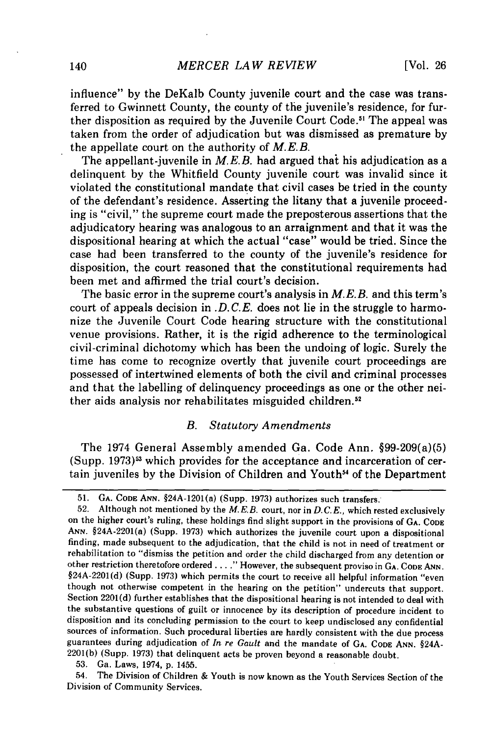influence" by the DeKalb County juvenile court and the case was transferred to Gwinnett County, the county of the juvenile's residence, for further disposition as required by the Juvenile Court Code.[51] The appeal was taken from the order of adjudication but was dismissed as premature by the appellate court on the authority of *M.E.B.*

The appellant-juvenile in *M.E.B.* had argued that his adjudication as a delinquent by the Whitfield County juvenile court was invalid since it violated the constitutional mandate that civil cases be tried in the county of the defendant's residence. Asserting the litany that a juvenile proceeding is "civil," the supreme court made the preposterous assertions that the adjudicatory hearing was analogous to an arraignment and that it was the dispositional hearing at which the actual "case" would be tried. Since the case had been transferred to the county of the juvenile's residence for disposition, the court reasoned that the constitutional requirements had been met and affirmed the trial court's decision.

The basic error in the supreme court's analysis in *M.E.B.* and this term's court of appeals decision in *D.C.E.* does not lie in the struggle to harmonize the Juvenile Court Code hearing structure with the constitutional venue provisions. Rather, it is the rigid adherence to the terminological civil-criminal dichotomy which has been the undoing of logic. Surely the time has come to recognize overtly that juvenile court proceedings are possessed of intertwined elements of both the civil and criminal processes and that the labelling of delinquency proceedings as one or the other neither aids analysis nor rehabilitates misguided children.[52]

### *B. Statutory Amendments*

The 1974 General Assembly amended Ga. Code Ann. §99-209(a)(5) (Supp. 1973)[53] which provides for the acceptance and incarceration of certain juveniles by the Division of Children and Youth[54] of the Department

---

51. GA. CODE ANN. §24A-1201(a) (Supp. 1973) authorizes such transfers.

52. Although not mentioned by the *M.E.B.* court, nor in *D.C.E.*, which rested exclusively on the higher court's ruling, these holdings find slight support in the provisions of GA. CODE ANN. §24A-2201(a) (Supp. 1973) which authorizes the juvenile court upon a dispositional finding, made subsequent to the adjudication, that the child is not in need of treatment or rehabilitation to "dismiss the petition and order the child discharged from any detention or other restriction theretofore ordered . . . ." However, the subsequent proviso in GA. CODE ANN. §24A-2201(d) (Supp. 1973) which permits the court to receive all helpful information "even though not otherwise competent in the hearing on the petition" undercuts that support. Section 2201(d) further establishes that the dispositional hearing is not intended to deal with the substantive questions of guilt or innocence by its description of procedure incident to disposition and its concluding permission to the court to keep undisclosed any confidential sources of information. Such procedural liberties are hardly consistent with the due process guarantees during adjudication of *In re Gault* and the mandate of GA. CODE ANN. §24A-2201(b) (Supp. 1973) that delinquent acts be proven beyond a reasonable doubt.

53. Ga. Laws, 1974, p. 1455.

54. The Division of Children & Youth is now known as the Youth Services Section of the Division of Community Services.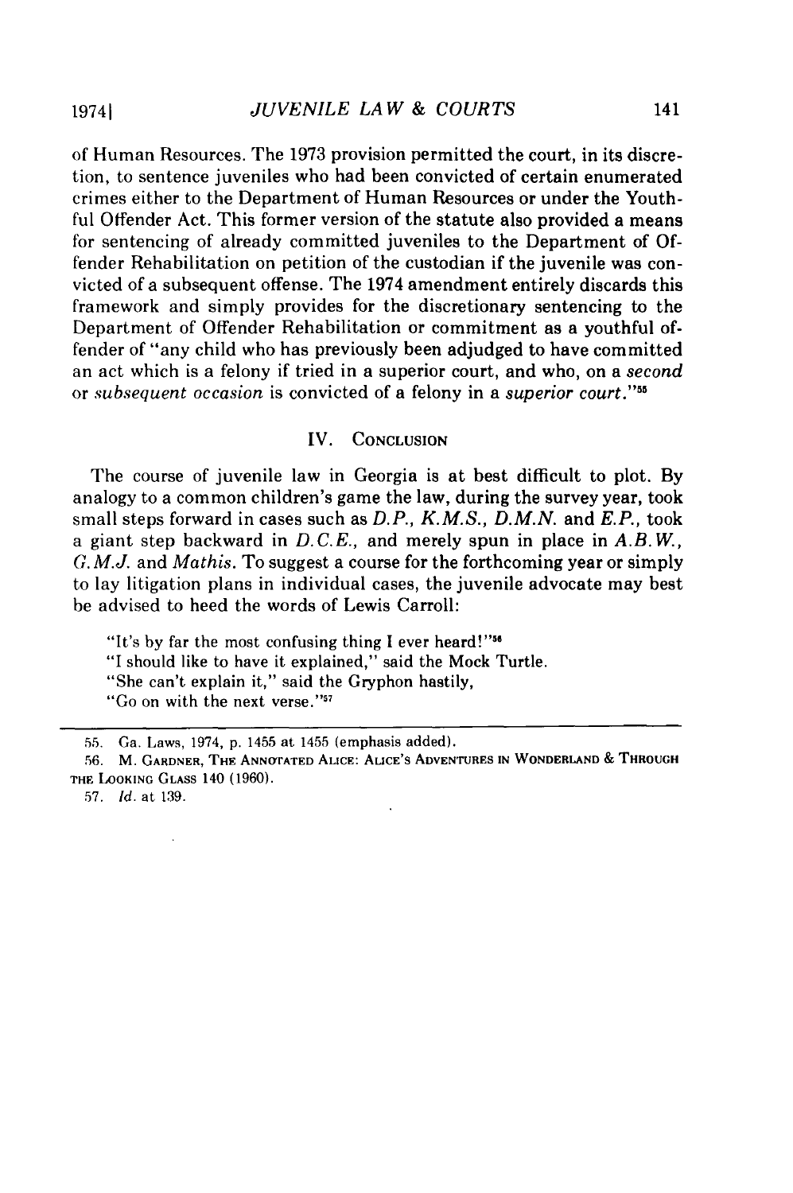of Human Resources. The 1973 provision permitted the court, in its discretion, to sentence juveniles who had been convicted of certain enumerated crimes either to the Department of Human Resources or under the Youthful Offender Act. This former version of the statute also provided a means for sentencing of already committed juveniles to the Department of Offender Rehabilitation on petition of the custodian if the juvenile was convicted of a subsequent offense. The 1974 amendment entirely discards this framework and simply provides for the discretionary sentencing to the Department of Offender Rehabilitation or commitment as a youthful offender of "any child who has previously been adjudged to have committed an act which is a felony if tried in a superior court, and who, on a *second* or *subsequent occasion* is convicted of a felony in a *superior court*."[55]

## IV. Conclusion

The course of juvenile law in Georgia is at best difficult to plot. By analogy to a common children's game the law, during the survey year, took small steps forward in cases such as *D.P.*, *K.M.S.*, *D.M.N.* and *E.P.*, took a giant step backward in *D.C.E.*, and merely spun in place in *A.B.W.*, *G.M.J.* and *Mathis*. To suggest a course for the forthcoming year or simply to lay litigation plans in individual cases, the juvenile advocate may best be advised to heed the words of Lewis Carroll:

> "It's by far the most confusing thing I ever heard!"[56]
> "I should like to have it explained," said the Mock Turtle.
> "She can't explain it," said the Gryphon hastily,
> "Go on with the next verse."[57]

---

55. Ga. Laws, 1974, p. 1455 at 1455 (emphasis added).

56. M. Gardner, The Annotated Alice: Alice's Adventures in Wonderland & Through the Looking Glass 140 (1960).

57. *Id.* at 139.